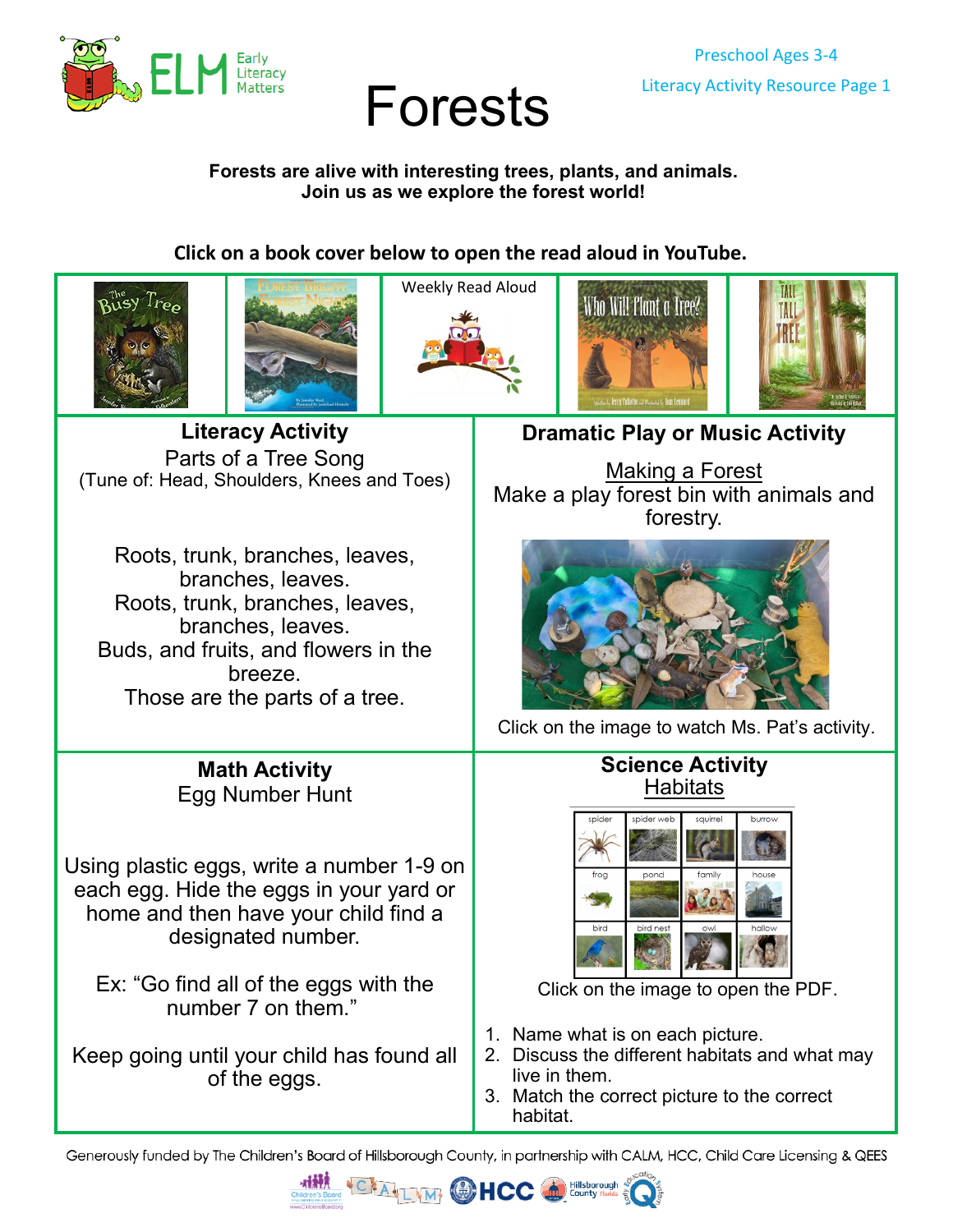Preschool Ages 3-4

Literacy Activity Resource Page 1

# Forests

**Forests are alive with interesting trees, plants, and animals.**
**Join us as we explore the forest world!**

**Click on a book cover below to open the read aloud in YouTube.**

Weekly Read Aloud

## Literacy Activity

Parts of a Tree Song
(Tune of: Head, Shoulders, Knees and Toes)

Roots, trunk, branches, leaves,
branches, leaves.
Roots, trunk, branches, leaves,
branches, leaves.
Buds, and fruits, and flowers in the breeze.
Those are the parts of a tree.

## Dramatic Play or Music Activity

Making a Forest

Make a play forest bin with animals and forestry.

Click on the image to watch Ms. Pat's activity.

## Math Activity

Egg Number Hunt

Using plastic eggs, write a number 1-9 on each egg. Hide the eggs in your yard or home and then have your child find a designated number.

Ex: "Go find all of the eggs with the number 7 on them."

Keep going until your child has found all of the eggs.

## Science Activity

Habitats

| spider | spider web | squirrel | burrow |
|---|---|---|---|
| frog | pond | family | house |
| bird | bird nest | owl | hollow |

Click on the image to open the PDF.

1. Name what is on each picture.
2. Discuss the different habitats and what may live in them.
3. Match the correct picture to the correct habitat.

Generously funded by The Children's Board of Hillsborough County, in partnership with CALM, HCC, Child Care Licensing & QEES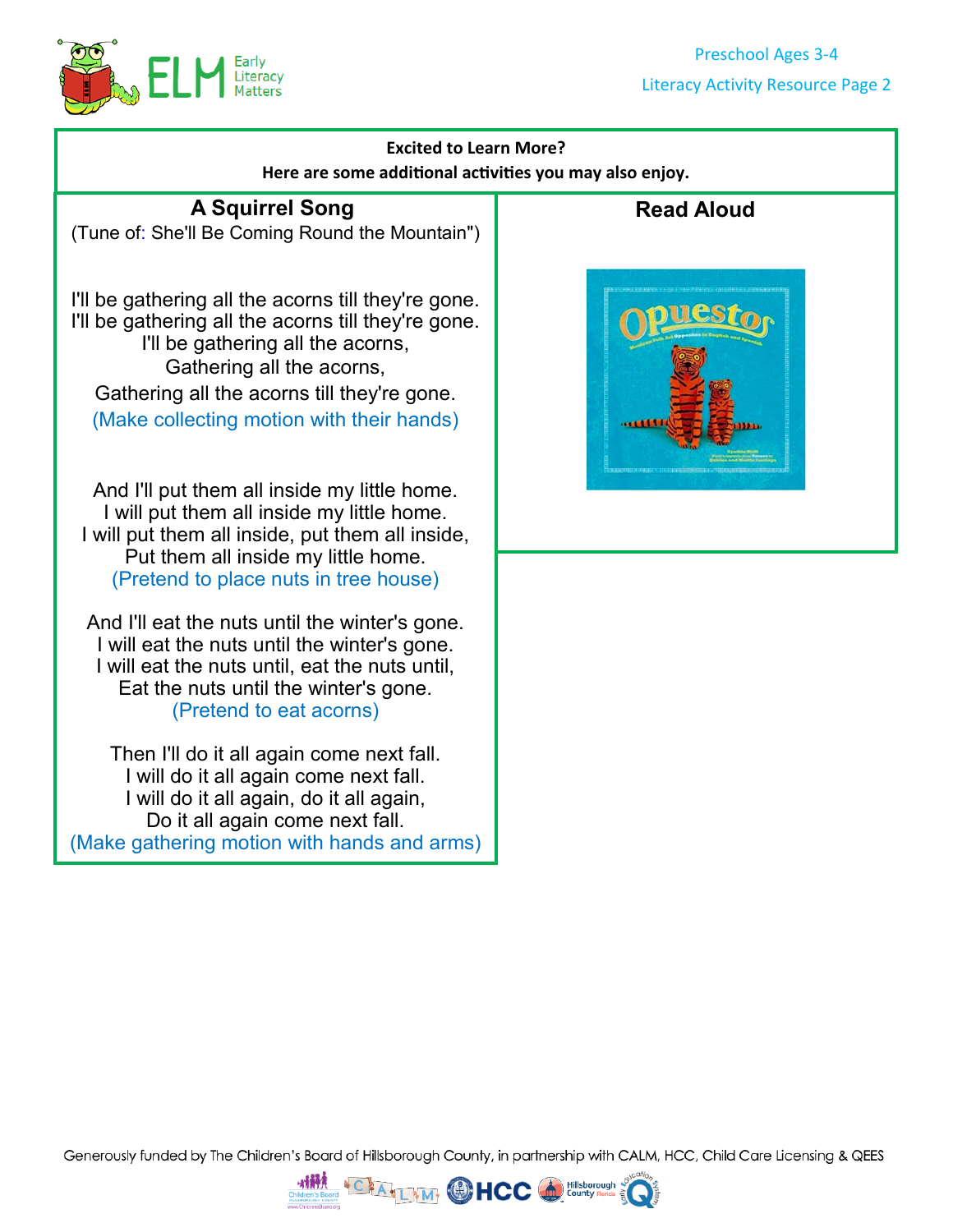**Excited to Learn More?**

**Here are some additional activities you may also enjoy.**

## A Squirrel Song

(Tune of: She'll Be Coming Round the Mountain")

I'll be gathering all the acorns till they're gone.
I'll be gathering all the acorns till they're gone.
I'll be gathering all the acorns,
Gathering all the acorns,
Gathering all the acorns till they're gone.
(Make collecting motion with their hands)

And I'll put them all inside my little home.
I will put them all inside my little home.
I will put them all inside, put them all inside,
Put them all inside my little home.
(Pretend to place nuts in tree house)

And I'll eat the nuts until the winter's gone.
I will eat the nuts until the winter's gone.
I will eat the nuts until, eat the nuts until,
Eat the nuts until the winter's gone.
(Pretend to eat acorns)

Then I'll do it all again come next fall.
I will do it all again come next fall.
I will do it all again, do it all again,
Do it all again come next fall.
(Make gathering motion with hands and arms)

## Read Aloud

Opuestos
Mexican Folk Art Opposites in English and Spanish

Generously funded by The Children's Board of Hillsborough County, in partnership with CALM, HCC, Child Care Licensing & QEES